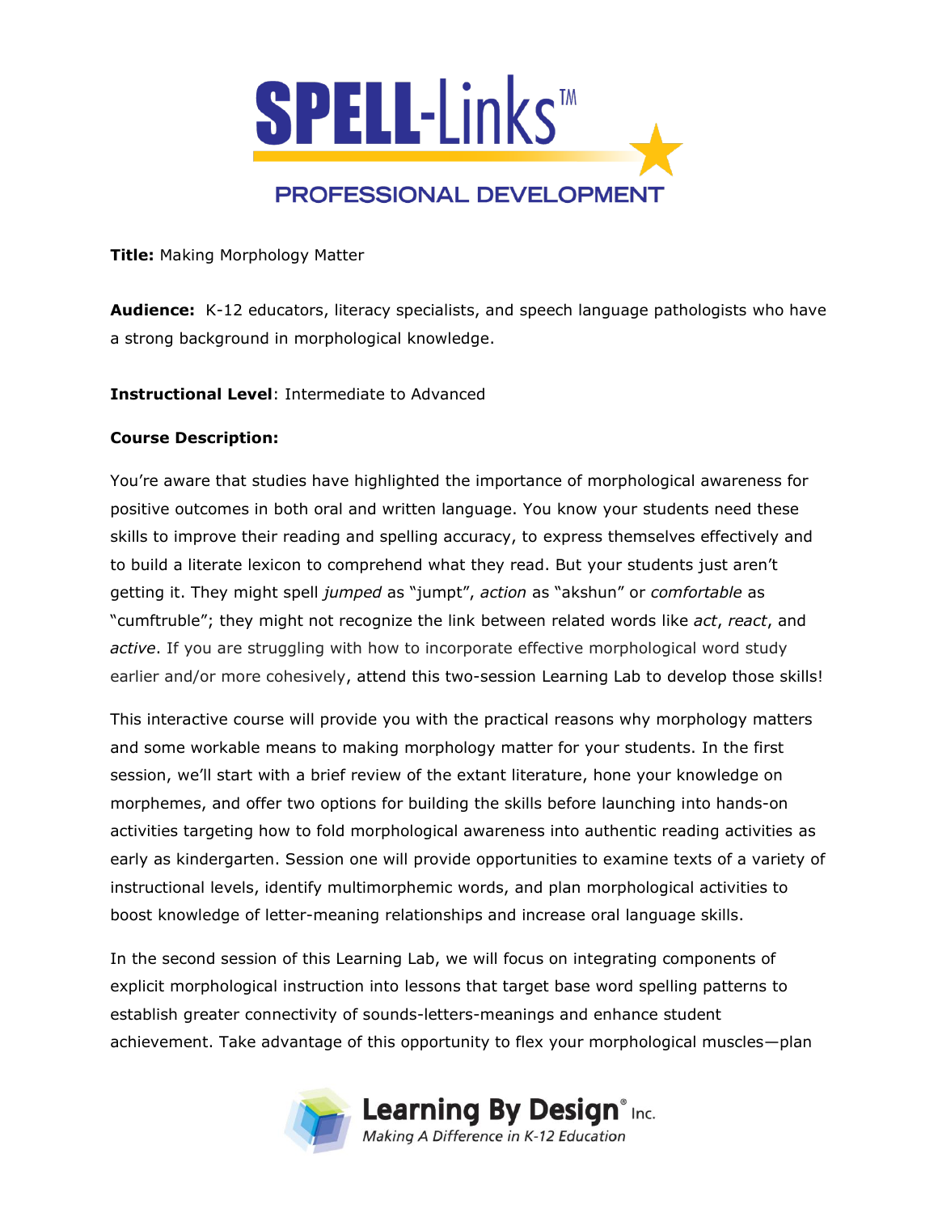SPELL-Links™

PROFESSIONAL DEVELOPMENT

**Title:** Making Morphology Matter

**Audience:** K-12 educators, literacy specialists, and speech language pathologists who have a strong background in morphological knowledge.

**Instructional Level**: Intermediate to Advanced

**Course Description:**

You're aware that studies have highlighted the importance of morphological awareness for positive outcomes in both oral and written language. You know your students need these skills to improve their reading and spelling accuracy, to express themselves effectively and to build a literate lexicon to comprehend what they read. But your students just aren't getting it. They might spell *jumped* as "jumpt", *action* as "akshun" or *comfortable* as "cumftruble"; they might not recognize the link between related words like *act*, *react*, and *active*. If you are struggling with how to incorporate effective morphological word study earlier and/or more cohesively, attend this two-session Learning Lab to develop those skills!

This interactive course will provide you with the practical reasons why morphology matters and some workable means to making morphology matter for your students. In the first session, we'll start with a brief review of the extant literature, hone your knowledge on morphemes, and offer two options for building the skills before launching into hands-on activities targeting how to fold morphological awareness into authentic reading activities as early as kindergarten. Session one will provide opportunities to examine texts of a variety of instructional levels, identify multimorphemic words, and plan morphological activities to boost knowledge of letter-meaning relationships and increase oral language skills.

In the second session of this Learning Lab, we will focus on integrating components of explicit morphological instruction into lessons that target base word spelling patterns to establish greater connectivity of sounds-letters-meanings and enhance student achievement. Take advantage of this opportunity to flex your morphological muscles—plan

Learning By Design® Inc.
*Making A Difference in K-12 Education*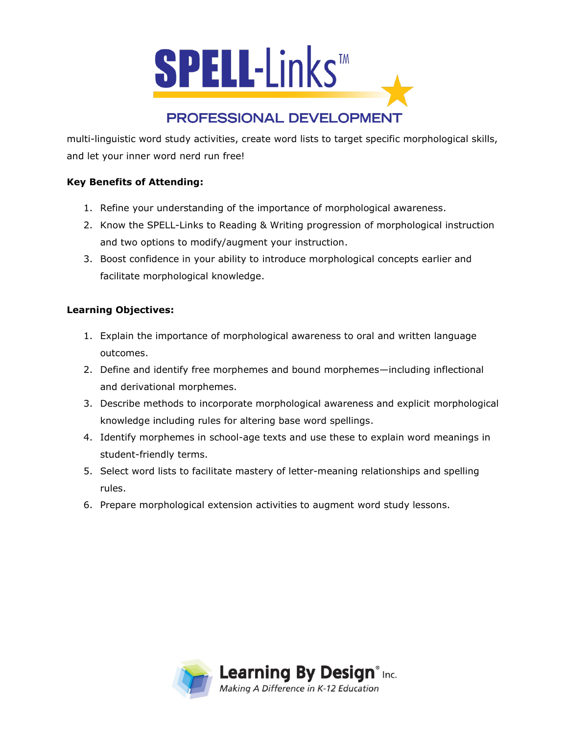multi-linguistic word study activities, create word lists to target specific morphological skills, and let your inner word nerd run free!

**Key Benefits of Attending:**

1. Refine your understanding of the importance of morphological awareness.
2. Know the SPELL-Links to Reading & Writing progression of morphological instruction and two options to modify/augment your instruction.
3. Boost confidence in your ability to introduce morphological concepts earlier and facilitate morphological knowledge.

**Learning Objectives:**

1. Explain the importance of morphological awareness to oral and written language outcomes.
2. Define and identify free morphemes and bound morphemes—including inflectional and derivational morphemes.
3. Describe methods to incorporate morphological awareness and explicit morphological knowledge including rules for altering base word spellings.
4. Identify morphemes in school-age texts and use these to explain word meanings in student-friendly terms.
5. Select word lists to facilitate mastery of letter-meaning relationships and spelling rules.
6. Prepare morphological extension activities to augment word study lessons.